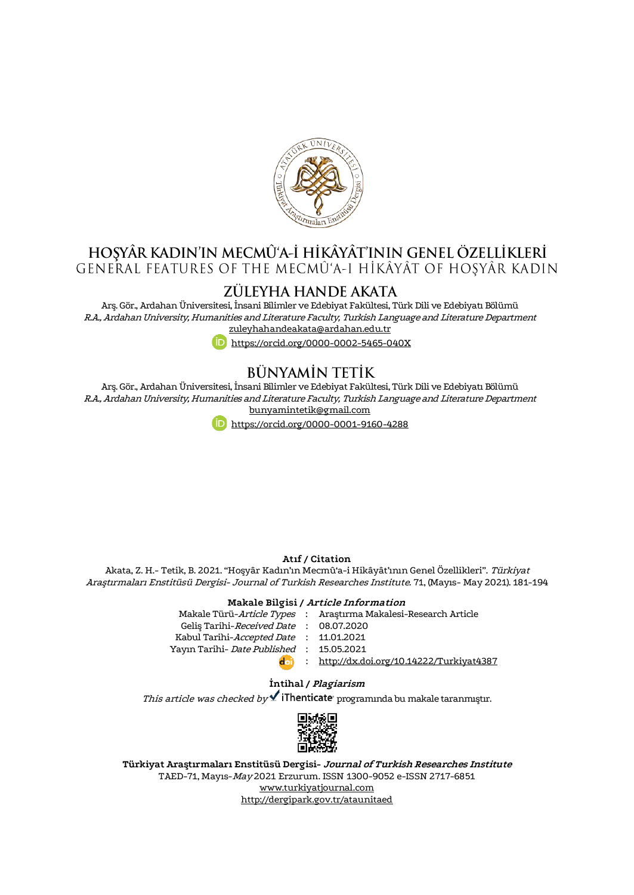# HOŞYÂR KADIN'IN MECMÛ'A-İ HİKÂYÂT'ININ GENEL ÖZELLİKLERİ

## GENERAL FEATURES OF THE MECMÛ'A-I HİKÂYÂT OF HOŞYÂR KADIN

### ZÜLEYHA HANDE AKATA

Arş. Gör., Ardahan Üniversitesi, İnsani Bilimler ve Edebiyat Fakültesi, Türk Dili ve Edebiyatı Bölümü
*R.A., Ardahan University, Humanities and Literature Faculty, Turkish Language and Literature Department*
zuleyhahandeakata@ardahan.edu.tr
https://orcid.org/0000-0002-5465-040X

### BÜNYAMİN TETİK

Arş. Gör., Ardahan Üniversitesi, İnsani Bilimler ve Edebiyat Fakültesi, Türk Dili ve Edebiyatı Bölümü
*R.A., Ardahan University, Humanities and Literature Faculty, Turkish Language and Literature Department*
bunyamintetik@gmail.com
https://orcid.org/0000-0001-9160-4288

**Atıf / Citation**

Akata, Z. H.- Tetik, B. 2021. "Hoşyâr Kadın'ın Mecmû'a-i Hikâyât'ının Genel Özellikleri". *Türkiyat Araştırmaları Enstitüsü Dergisi- Journal of Turkish Researches Institute.* 71, (Mayıs- May 2021). 181-194

**Makale Bilgisi / *Article Information***

| | | |
|---|---|---|
| Makale Türü-*Article Types* | : | Araştırma Makalesi-Research Article |
| Geliş Tarihi-*Received Date* | : | 08.07.2020 |
| Kabul Tarihi-*Accepted Date* | : | 11.01.2021 |
| Yayın Tarihi- *Date Published* | : | 15.05.2021 |
| doi | : | http://dx.doi.org/10.14222/Turkiyat4387 |

**İntihal / *Plagiarism***

*This article was checked by* iThenticate programında bu makale taranmıştır.

**Türkiyat Araştırmaları Enstitüsü Dergisi- *Journal of Turkish Researches Institute***
TAED-71, Mayıs-*May* 2021 Erzurum. ISSN 1300-9052 e-ISSN 2717-6851
www.turkiyatjournal.com
http://dergipark.gov.tr/ataunitaed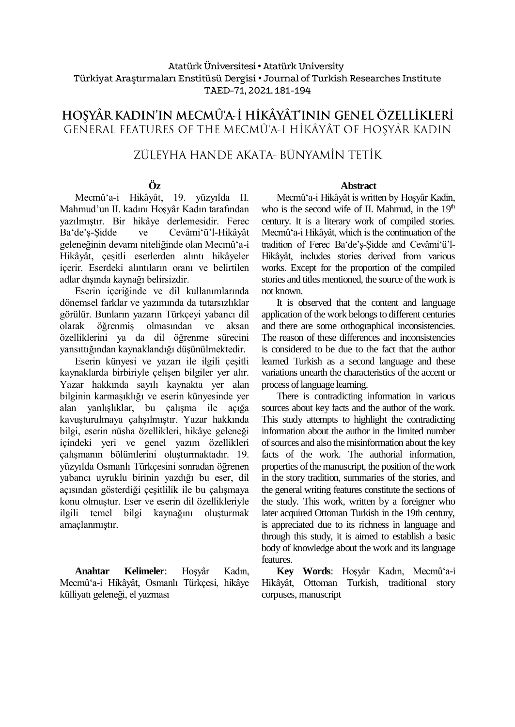Atatürk Üniversitesi • Atatürk University
Türkiyat Araştırmaları Enstitüsü Dergisi • Journal of Turkish Researches Institute
TAED-71, 2021. 181-194

# HOŞYÂR KADIN'IN MECMÛʻA-İ HİKÂYÂT'ININ GENEL ÖZELLİKLERİ

## GENERAL FEATURES OF THE MECMÛʻA-I HİKÂYÂT OF HOŞYÂR KADIN

ZÜLEYHA HANDE AKATA- BÜNYAMİN TETİK

### Öz

Mecmûʻa-i Hikâyât, 19. yüzyılda II. Mahmud'un II. kadını Hoşyâr Kadın tarafından yazılmıştır. Bir hikâye derlemesidir. Ferec Baʻde'ş-Şidde ve Cevâmiʻü'l-Hikâyât geleneğinin devamı niteliğinde olan Mecmûʻa-i Hikâyât, çeşitli eserlerden alıntı hikâyeler içerir. Eserdeki alıntıların oranı ve belirtilen adlar dışında kaynağı belirsizdir.

Eserin içeriğinde ve dil kullanımlarında dönemsel farklar ve yazımında da tutarsızlıklar görülür. Bunların yazarın Türkçeyi yabancı dil olarak öğrenmiş olmasından ve aksan özelliklerini ya da dil öğrenme sürecini yansıttığından kaynaklandığı düşünülmektedir.

Eserin künyesi ve yazarı ile ilgili çeşitli kaynaklarda birbiriyle çelişen bilgiler yer alır. Yazar hakkında sayılı kaynakta yer alan bilginin karmaşıklığı ve eserin künyesinde yer alan yanlışlıklar, bu çalışma ile açığa kavuşturulmaya çalışılmıştır. Yazar hakkında bilgi, eserin nüsha özellikleri, hikâye geleneği içindeki yeri ve genel yazım özellikleri çalışmanın bölümlerini oluşturmaktadır. 19. yüzyılda Osmanlı Türkçesini sonradan öğrenen yabancı uyruklu birinin yazdığı bu eser, dil açısından gösterdiği çeşitlilik ile bu çalışmaya konu olmuştur. Eser ve eserin dil özellikleriyle ilgili temel bilgi kaynağını oluşturmak amaçlanmıştır.

**Anahtar Kelimeler**: Hoşyâr Kadın, Mecmûʻa-i Hikâyât, Osmanlı Türkçesi, hikâye külliyatı geleneği, el yazması

### Abstract

Mecmûʻa-i Hikâyât is written by Hoşyâr Kadin, who is the second wife of II. Mahmud, in the 19th century. It is a literary work of compiled stories. Mecmûʻa-i Hikâyât, which is the continuation of the tradition of Ferec Baʻde'ş-Şidde and Cevâmiʻü'l-Hikâyât, includes stories derived from various works. Except for the proportion of the compiled stories and titles mentioned, the source of the work is not known.

It is observed that the content and language application of the work belongs to different centuries and there are some orthographical inconsistencies. The reason of these differences and inconsistencies is considered to be due to the fact that the author learned Turkish as a second language and these variations unearth the characteristics of the accent or process of language learning.

There is contradicting information in various sources about key facts and the author of the work. This study attempts to highlight the contradicting information about the author in the limited number of sources and also the misinformation about the key facts of the work. The authorial information, properties of the manuscript, the position of the work in the story tradition, summaries of the stories, and the general writing features constitute the sections of the study. This work, written by a foreigner who later acquired Ottoman Turkish in the 19th century, is appreciated due to its richness in language and through this study, it is aimed to establish a basic body of knowledge about the work and its language features.

**Key Words**: Hoşyâr Kadın, Mecmûʻa-i Hikâyât, Ottoman Turkish, traditional story corpuses, manuscript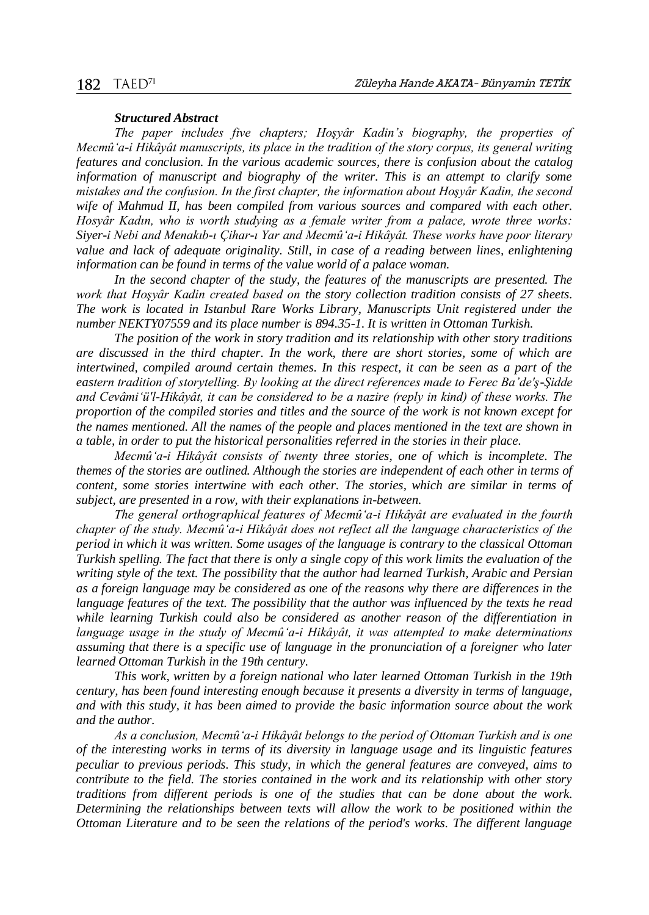***Structured Abstract***

*The paper includes five chapters; Hoşyâr Kadin's biography, the properties of Mecmû'a-i Hikâyât manuscripts, its place in the tradition of the story corpus, its general writing features and conclusion. In the various academic sources, there is confusion about the catalog information of manuscript and biography of the writer. This is an attempt to clarify some mistakes and the confusion. In the first chapter, the information about Hoşyâr Kadin, the second wife of Mahmud II, has been compiled from various sources and compared with each other. Hosyâr Kadın, who is worth studying as a female writer from a palace, wrote three works: Siyer-i Nebi and Menakıb-ı Çihar-ı Yar and Mecmû'a-i Hikâyât. These works have poor literary value and lack of adequate originality. Still, in case of a reading between lines, enlightening information can be found in terms of the value world of a palace woman.*

*In the second chapter of the study, the features of the manuscripts are presented. The work that Hoşyâr Kadin created based on the story collection tradition consists of 27 sheets. The work is located in Istanbul Rare Works Library, Manuscripts Unit registered under the number NEKTY07559 and its place number is 894.35-1. It is written in Ottoman Turkish.*

*The position of the work in story tradition and its relationship with other story traditions are discussed in the third chapter. In the work, there are short stories, some of which are intertwined, compiled around certain themes. In this respect, it can be seen as a part of the eastern tradition of storytelling. By looking at the direct references made to Ferec Ba'de'ş-Şidde and Cevâmi'ü'l-Hikâyât, it can be considered to be a nazire (reply in kind) of these works. The proportion of the compiled stories and titles and the source of the work is not known except for the names mentioned. All the names of the people and places mentioned in the text are shown in a table, in order to put the historical personalities referred in the stories in their place.*

*Mecmû'a-i Hikâyât consists of twenty three stories, one of which is incomplete. The themes of the stories are outlined. Although the stories are independent of each other in terms of content, some stories intertwine with each other. The stories, which are similar in terms of subject, are presented in a row, with their explanations in-between.*

*The general orthographical features of Mecmû'a-i Hikâyât are evaluated in the fourth chapter of the study. Mecmû'a-i Hikâyât does not reflect all the language characteristics of the period in which it was written. Some usages of the language is contrary to the classical Ottoman Turkish spelling. The fact that there is only a single copy of this work limits the evaluation of the writing style of the text. The possibility that the author had learned Turkish, Arabic and Persian as a foreign language may be considered as one of the reasons why there are differences in the language features of the text. The possibility that the author was influenced by the texts he read while learning Turkish could also be considered as another reason of the differentiation in language usage in the study of Mecmû'a-i Hikâyât, it was attempted to make determinations assuming that there is a specific use of language in the pronunciation of a foreigner who later learned Ottoman Turkish in the 19th century.*

*This work, written by a foreign national who later learned Ottoman Turkish in the 19th century, has been found interesting enough because it presents a diversity in terms of language, and with this study, it has been aimed to provide the basic information source about the work and the author.*

*As a conclusion, Mecmû'a-i Hikâyât belongs to the period of Ottoman Turkish and is one of the interesting works in terms of its diversity in language usage and its linguistic features peculiar to previous periods. This study, in which the general features are conveyed, aims to contribute to the field. The stories contained in the work and its relationship with other story traditions from different periods is one of the studies that can be done about the work. Determining the relationships between texts will allow the work to be positioned within the Ottoman Literature and to be seen the relations of the period's works. The different language*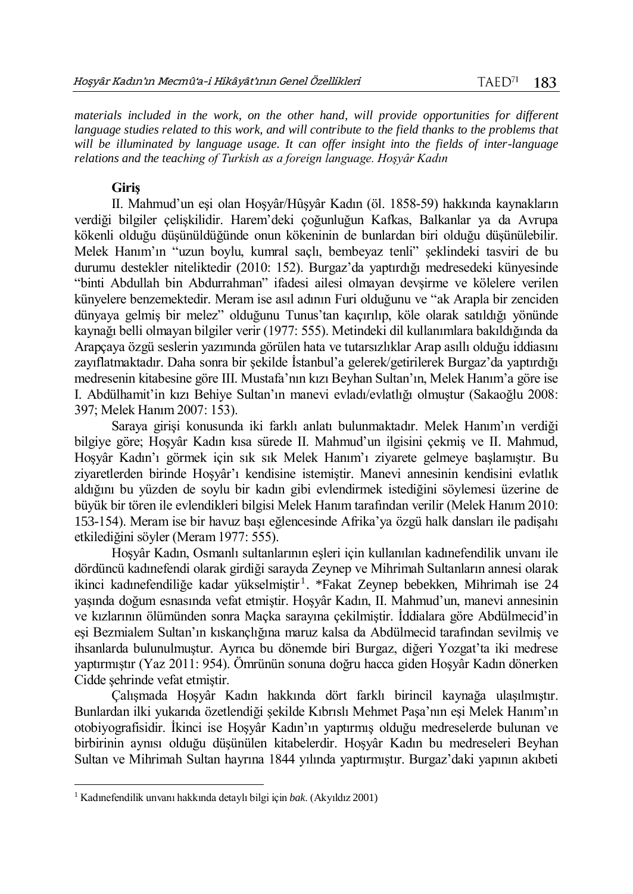*materials included in the work, on the other hand, will provide opportunities for different language studies related to this work, and will contribute to the field thanks to the problems that will be illuminated by language usage. It can offer insight into the fields of inter-language relations and the teaching of Turkish as a foreign language. Hoşyâr Kadın*

## Giriş

II. Mahmud'un eşi olan Hoşyâr/Hûşyâr Kadın (öl. 1858-59) hakkında kaynakların verdiği bilgiler çelişkilidir. Harem'deki çoğunluğun Kafkas, Balkanlar ya da Avrupa kökenli olduğu düşünüldüğünde onun kökeninin de bunlardan biri olduğu düşünülebilir. Melek Hanım'ın "uzun boylu, kumral saçlı, bembeyaz tenli" şeklindeki tasviri de bu durumu destekler niteliktedir (2010: 152). Burgaz'da yaptırdığı medresedeki künyesinde "binti Abdullah bin Abdurrahman" ifadesi ailesi olmayan devşirme ve kölelere verilen künyelere benzemektedir. Meram ise asıl adının Furi olduğunu ve "ak Arapla bir zenciden dünyaya gelmiş bir melez" olduğunu Tunus'tan kaçırılıp, köle olarak satıldığı yönünde kaynağı belli olmayan bilgiler verir (1977: 555). Metindeki dil kullanımlara bakıldığında da Arapçaya özgü seslerin yazımında görülen hata ve tutarsızlıklar Arap asıllı olduğu iddiasını zayıflatmaktadır. Daha sonra bir şekilde İstanbul'a gelerek/getirilerek Burgaz'da yaptırdığı medresenin kitabesine göre III. Mustafa'nın kızı Beyhan Sultan'ın, Melek Hanım'a göre ise I. Abdülhamit'in kızı Behiye Sultan'ın manevi evladı/evlatlığı olmuştur (Sakaoğlu 2008: 397; Melek Hanım 2007: 153).

Saraya girişi konusunda iki farklı anlatı bulunmaktadır. Melek Hanım'ın verdiği bilgiye göre; Hoşyâr Kadın kısa sürede II. Mahmud'un ilgisini çekmiş ve II. Mahmud, Hoşyâr Kadın'ı görmek için sık sık Melek Hanım'ı ziyarete gelmeye başlamıştır. Bu ziyaretlerden birinde Hoşyâr'ı kendisine istemiştir. Manevi annesinin kendisini evlatlık aldığını bu yüzden de soylu bir kadın gibi evlendirmek istediğini söylemesi üzerine de büyük bir tören ile evlendikleri bilgisi Melek Hanım tarafından verilir (Melek Hanım 2010: 153-154). Meram ise bir havuz başı eğlencesinde Afrika'ya özgü halk dansları ile padişahı etkilediğini söyler (Meram 1977: 555).

Hoşyâr Kadın, Osmanlı sultanlarının eşleri için kullanılan kadınefendilik unvanı ile dördüncü kadınefendi olarak girdiği sarayda Zeynep ve Mihrimah Sultanların annesi olarak ikinci kadınefendiliğe kadar yükselmiştir[1]. *Fakat Zeynep bebekken, Mihrimah ise 24 yaşında doğum esnasında vefat etmiştir. Hoşyâr Kadın, II. Mahmud'un, manevi annesinin ve kızlarının ölümünden sonra Maçka sarayına çekilmiştir. İddialara göre Abdülmecid'in eşi Bezmialem Sultan'ın kıskançlığına maruz kalsa da Abdülmecid tarafından sevilmiş ve ihsanlarda bulunulmuştur. Ayrıca bu dönemde biri Burgaz, diğeri Yozgat'ta iki medrese yaptırmıştır (Yaz 2011: 954). Ömrünün sonuna doğru hacca giden Hoşyâr Kadın dönerken Cidde şehrinde vefat etmiştir.

Çalışmada Hoşyâr Kadın hakkında dört farklı birincil kaynağa ulaşılmıştır. Bunlardan ilki yukarıda özetlendiği şekilde Kıbrıslı Mehmet Paşa'nın eşi Melek Hanım'ın otobiyografisidir. İkinci ise Hoşyâr Kadın'ın yaptırmış olduğu medreselerde bulunan ve birbirinin aynısı olduğu düşünülen kitabelerdir. Hoşyâr Kadın bu medreseleri Beyhan Sultan ve Mihrimah Sultan hayrına 1844 yılında yaptırmıştır. Burgaz'daki yapının akıbeti

---

[1] Kadınefendilik unvanı hakkında detaylı bilgi için *bak*. (Akyıldız 2001)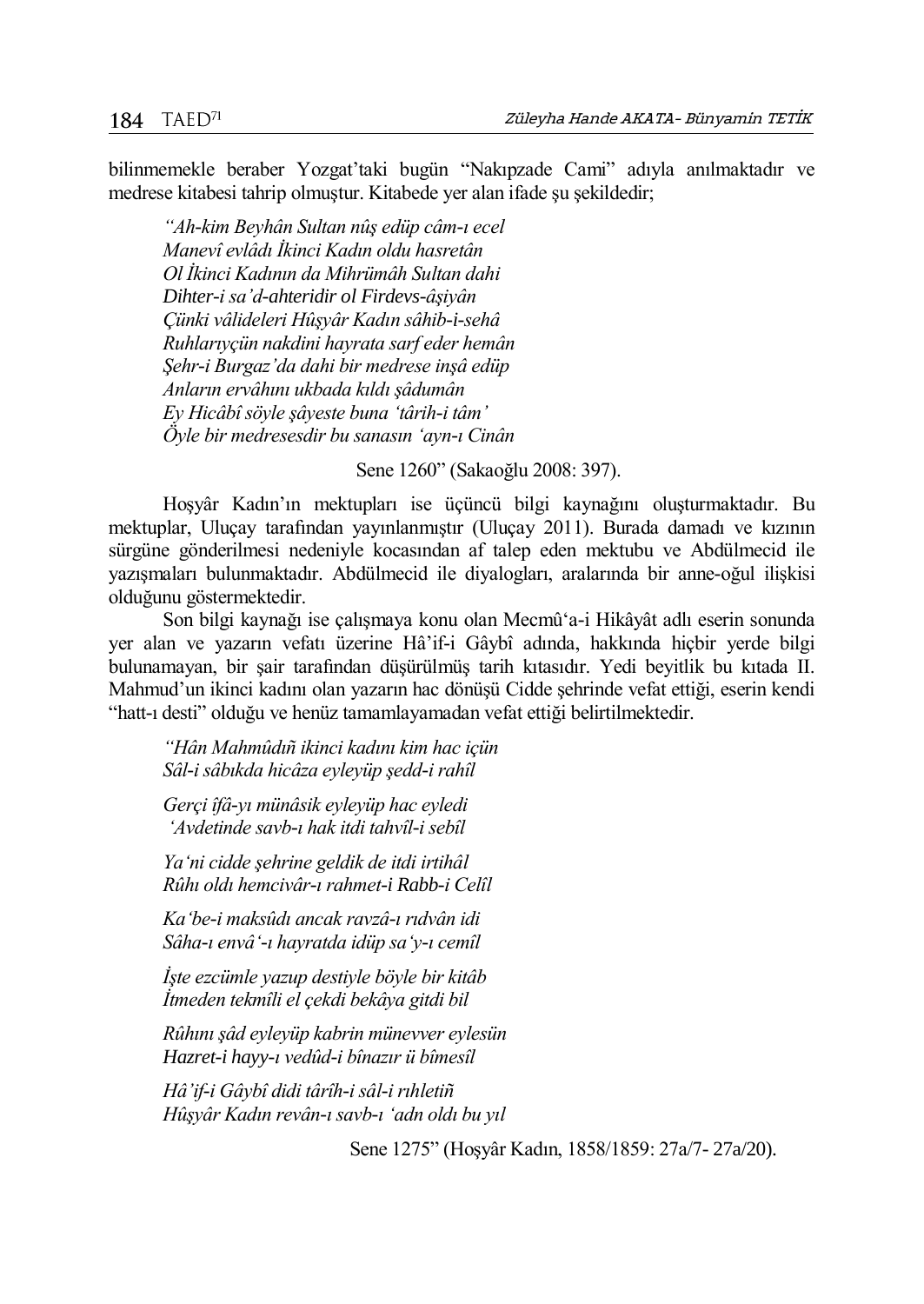bilinmemekle beraber Yozgat'taki bugün "Nakıpzade Cami" adıyla anılmaktadır ve medrese kitabesi tahrip olmuştur. Kitabede yer alan ifade şu şekildedir;

> *"Ah-kim Beyhân Sultan nûş edüp câm-ı ecel*
> *Manevî evlâdı İkinci Kadın oldu hasretân*
> *Ol İkinci Kadının da Mihrümâh Sultan dahi*
> *Dihter-i sa'd-ahteridir ol Firdevs-âşiyân*
> *Çünki vâlideleri Hûşyâr Kadın sâhib-i-sehâ*
> *Ruhlarıyçün nakdini hayrata sarf eder hemân*
> *Şehr-i Burgaz'da dahi bir medrese inşâ edüp*
> *Anların ervâhını ukbada kıldı şâdumân*
> *Ey Hicâbî söyle şâyeste buna 'târih-i tâm'*
> *Öyle bir medresesdir bu sanasın 'ayn-ı Cinân*
>
> Sene 1260" (Sakaoğlu 2008: 397).

Hoşyâr Kadın'ın mektupları ise üçüncü bilgi kaynağını oluşturmaktadır. Bu mektuplar, Uluçay tarafından yayınlanmıştır (Uluçay 2011). Burada damadı ve kızının sürgüne gönderilmesi nedeniyle kocasından af talep eden mektubu ve Abdülmecid ile yazışmaları bulunmaktadır. Abdülmecid ile diyalogları, aralarında bir anne-oğul ilişkisi olduğunu göstermektedir.

Son bilgi kaynağı ise çalışmaya konu olan Mecmû'a-i Hikâyât adlı eserin sonunda yer alan ve yazarın vefatı üzerine Hâ'if-i Gâybî adında, hakkında hiçbir yerde bilgi bulunamayan, bir şair tarafından düşürülmüş tarih kıtasıdır. Yedi beyitlik bu kıtada II. Mahmud'un ikinci kadını olan yazarın hac dönüşü Cidde şehrinde vefat ettiği, eserin kendi "hatt-ı desti" olduğu ve henüz tamamlayamadan vefat ettiği belirtilmektedir.

> *"Hân Mahmûdıñ ikinci kadını kim hac içün*
> *Sâl-i sâbıkda hicâza eyleyüp şedd-i rahîl*
>
> *Gerçi îfâ-yı münâsik eyleyüp hac eyledi*
> *'Avdetinde savb-ı hak itdi tahvîl-i sebîl*
>
> *Ya'ni cidde şehrine geldik de itdi irtihâl*
> *Rûhı oldı hemcivâr-ı rahmet-i Rabb-i Celîl*
>
> *Ka'be-i maksûdı ancak ravzâ-ı rıdvân idi*
> *Sâha-ı envâ'-ı hayratda idüp sa'y-ı cemîl*
>
> *İşte ezcümle yazup destiyle böyle bir kitâb*
> *İtmeden tekmîli el çekdi bekâya gitdi bil*
>
> *Rûhını şâd eyleyüp kabrin münevver eylesün*
> *Hazret-i hayy-ı vedûd-i bînazır ü bîmesîl*
>
> *Hâ'if-i Gâybî didi târîh-i sâl-i rıhletiñ*
> *Hûşyâr Kadın revân-ı savb-ı 'adn oldı bu yıl*
>
> Sene 1275" (Hoşyâr Kadın, 1858/1859: 27a/7- 27a/20).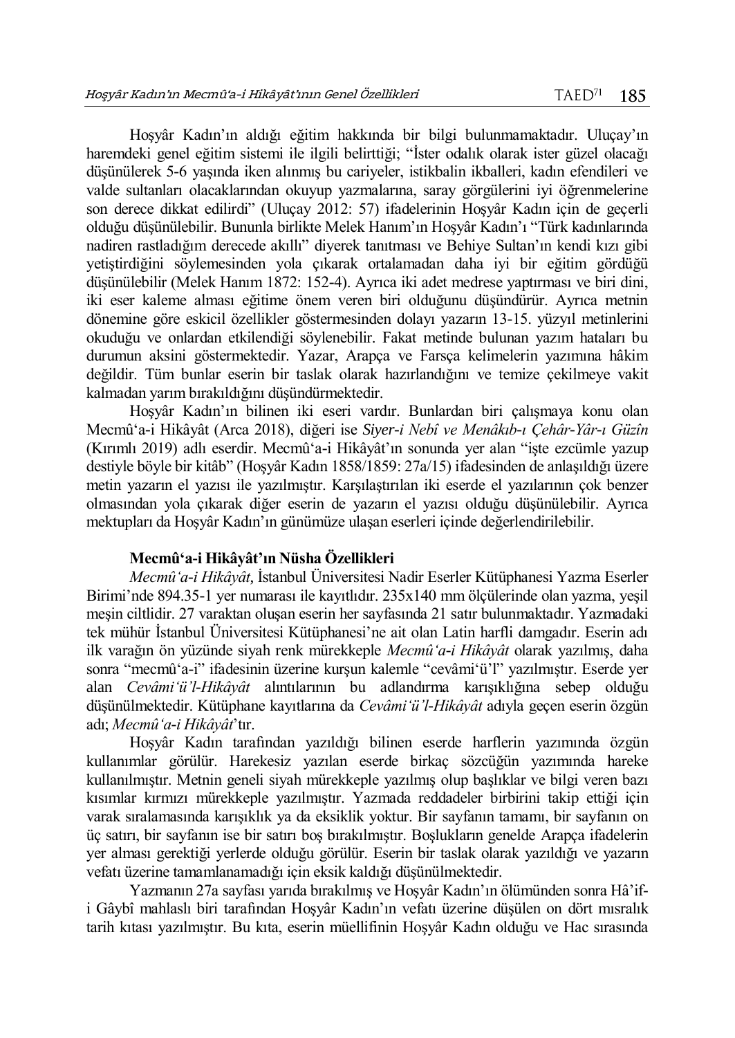Hoşyâr Kadın'ın aldığı eğitim hakkında bir bilgi bulunmamaktadır. Uluçay'ın haremdeki genel eğitim sistemi ile ilgili belirttiği; "İster odalık olarak ister güzel olacağı düşünülerek 5-6 yaşında iken alınmış bu cariyeler, istikbalin ikballeri, kadın efendileri ve valde sultanları olacaklarından okuyup yazmalarına, saray görgülerini iyi öğrenmelerine son derece dikkat edilirdi" (Uluçay 2012: 57) ifadelerinin Hoşyâr Kadın için de geçerli olduğu düşünülebilir. Bununla birlikte Melek Hanım'ın Hoşyâr Kadın'ı "Türk kadınlarında nadiren rastladığım derecede akıllı" diyerek tanıtması ve Behiye Sultan'ın kendi kızı gibi yetiştirdiğini söylemesinden yola çıkarak ortalamadan daha iyi bir eğitim gördüğü düşünülebilir (Melek Hanım 1872: 152-4). Ayrıca iki adet medrese yaptırması ve biri dini, iki eser kaleme alması eğitime önem veren biri olduğunu düşündürür. Ayrıca metnin dönemine göre eskicil özellikler göstermesinden dolayı yazarın 13-15. yüzyıl metinlerini okuduğu ve onlardan etkilendiği söylenebilir. Fakat metinde bulunan yazım hataları bu durumun aksini göstermektedir. Yazar, Arapça ve Farsça kelimelerin yazımına hâkim değildir. Tüm bunlar eserin bir taslak olarak hazırlandığını ve temize çekilmeye vakit kalmadan yarım bırakıldığını düşündürmektedir.

Hoşyâr Kadın'ın bilinen iki eseri vardır. Bunlardan biri çalışmaya konu olan Mecmû'a-i Hikâyât (Arca 2018), diğeri ise *Siyer-i Nebî ve Menâkıb-ı Çehâr-Yâr-ı Güzîn* (Kırımlı 2019) adlı eserdir. Mecmû'a-i Hikâyât'ın sonunda yer alan "işte ezcümle yazup destiyle böyle bir kitâb" (Hoşyâr Kadın 1858/1859: 27a/15) ifadesinden de anlaşıldığı üzere metin yazarın el yazısı ile yazılmıştır. Karşılaştırılan iki eserde el yazılarının çok benzer olmasından yola çıkarak diğer eserin de yazarın el yazısı olduğu düşünülebilir. Ayrıca mektupları da Hoşyâr Kadın'ın günümüze ulaşan eserleri içinde değerlendirilebilir.

### Mecmû'a-i Hikâyât'ın Nüsha Özellikleri

*Mecmû'a-i Hikâyât*, İstanbul Üniversitesi Nadir Eserler Kütüphanesi Yazma Eserler Birimi'nde 894.35-1 yer numarası ile kayıtlıdır. 235x140 mm ölçülerinde olan yazma, yeşil meşin ciltlidir. 27 varaktan oluşan eserin her sayfasında 21 satır bulunmaktadır. Yazmadaki tek mühür İstanbul Üniversitesi Kütüphanesi'ne ait olan Latin harfli damgadır. Eserin adı ilk varağın ön yüzünde siyah renk mürekkeple *Mecmû'a-i Hikâyât* olarak yazılmış, daha sonra "mecmû'a-i" ifadesinin üzerine kurşun kalemle "cevâmi'ü'l" yazılmıştır. Eserde yer alan *Cevâmi'ü'l-Hikâyât* alıntılarının bu adlandırma karışıklığına sebep olduğu düşünülmektedir. Kütüphane kayıtlarına da *Cevâmi'ü'l-Hikâyât* adıyla geçen eserin özgün adı; *Mecmû'a-i Hikâyât*'tır.

Hoşyâr Kadın tarafından yazıldığı bilinen eserde harflerin yazımında özgün kullanımlar görülür. Harekesiz yazılan eserde birkaç sözcüğün yazımında hareke kullanılmıştır. Metnin geneli siyah mürekkeple yazılmış olup başlıklar ve bilgi veren bazı kısımlar kırmızı mürekkeple yazılmıştır. Yazmada reddadeler birbirini takip ettiği için varak sıralamasında karışıklık ya da eksiklik yoktur. Bir sayfanın tamamı, bir sayfanın on üç satırı, bir sayfanın ise bir satırı boş bırakılmıştır. Boşlukların genelde Arapça ifadelerin yer alması gerektiği yerlerde olduğu görülür. Eserin bir taslak olarak yazıldığı ve yazarın vefatı üzerine tamamlanamadığı için eksik kaldığı düşünülmektedir.

Yazmanın 27a sayfası yarıda bırakılmış ve Hoşyâr Kadın'ın ölümünden sonra Hâ'if-i Gâybî mahlaslı biri tarafından Hoşyâr Kadın'ın vefatı üzerine düşülen on dört mısralık tarih kıtası yazılmıştır. Bu kıta, eserin müellifinin Hoşyâr Kadın olduğu ve Hac sırasında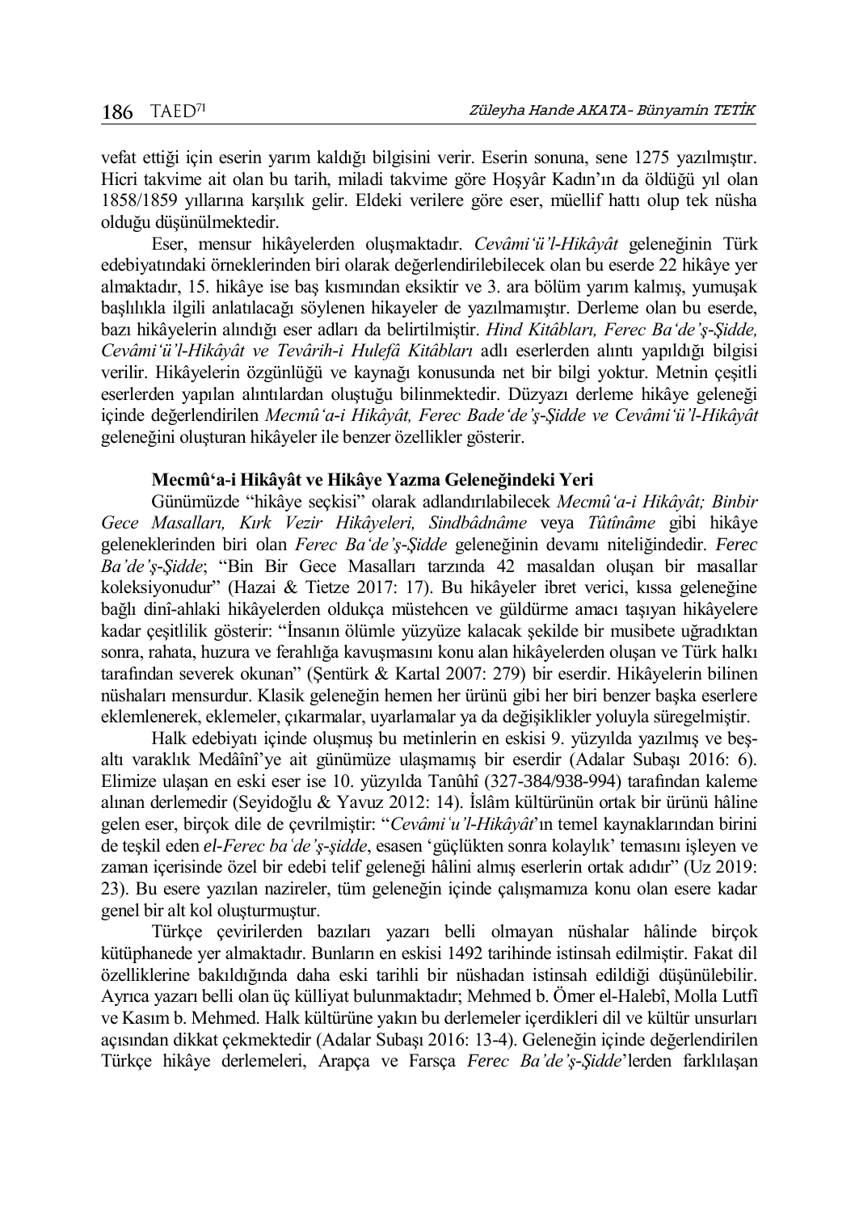vefat ettiği için eserin yarım kaldığı bilgisini verir. Eserin sonuna, sene 1275 yazılmıştır. Hicri takvime ait olan bu tarih, miladi takvime göre Hoşyâr Kadın'ın da öldüğü yıl olan 1858/1859 yıllarına karşılık gelir. Eldeki verilere göre eser, müellif hattı olup tek nüsha olduğu düşünülmektedir.

Eser, mensur hikâyelerden oluşmaktadır. *Cevâmi'ü'l-Hikâyât* geleneğinin Türk edebiyatındaki örneklerinden biri olarak değerlendirilebilecek olan bu eserde 22 hikâye yer almaktadır, 15. hikâye ise baş kısmından eksiktir ve 3. ara bölüm yarım kalmış, yumuşak başlılıkla ilgili anlatılacağı söylenen hikayeler de yazılmamıştır. Derleme olan bu eserde, bazı hikâyelerin alındığı eser adları da belirtilmiştir. *Hind Kitâbları, Ferec Ba'de'ş-Şidde, Cevâmi'ü'l-Hikâyât ve Tevârih-i Hulefâ Kitâbları* adlı eserlerden alıntı yapıldığı bilgisi verilir. Hikâyelerin özgünlüğü ve kaynağı konusunda net bir bilgi yoktur. Metnin çeşitli eserlerden yapılan alıntılardan oluştuğu bilinmektedir. Düzyazı derleme hikâye geleneği içinde değerlendirilen *Mecmû'a-i Hikâyât, Ferec Bade'de'ş-Şidde ve Cevâmi'ü'l-Hikâyât* geleneğini oluşturan hikâyeler ile benzer özellikler gösterir.

**Mecmû'a-i Hikâyât ve Hikâye Yazma Geleneğindeki Yeri**

Günümüzde "hikâye seçkisi" olarak adlandırılabilecek *Mecmû'a-i Hikâyât; Binbir Gece Masalları, Kırk Vezir Hikâyeleri, Sindbâdnâme* veya *Tûtînâme* gibi hikâye geleneklerinden biri olan *Ferec Ba'de'ş-Şidde* geleneğinin devamı niteliğindedir. *Ferec Ba'de'ş-Şidde*; "Bin Bir Gece Masalları tarzında 42 masaldan oluşan bir masallar koleksiyonudur" (Hazai & Tietze 2017: 17). Bu hikâyeler ibret verici, kıssa geleneğine bağlı dinî-ahlaki hikâyelerden oldukça müstehcen ve güldürme amacı taşıyan hikâyelere kadar çeşitlilik gösterir: "İnsanın ölümle yüzyüze kalacak şekilde bir musibete uğradıktan sonra, rahata, huzura ve ferahlığa kavuşmasını konu alan hikâyelerden oluşan ve Türk halkı tarafından severek okunan" (Şentürk & Kartal 2007: 279) bir eserdir. Hikâyelerin bilinen nüshaları mensurdur. Klasik geleneğin hemen her ürünü gibi her biri benzer başka eserlere eklemlenerek, eklemeler, çıkarmalar, uyarlamalar ya da değişiklikler yoluyla süregelmiştir.

Halk edebiyatı içinde oluşmuş bu metinlerin en eskisi 9. yüzyılda yazılmış ve beş-altı varaklık Medâînî'ye ait günümüze ulaşmamış bir eserdir (Adalar Subaşı 2016: 6). Elimize ulaşan en eski eser ise 10. yüzyılda Tanûhî (327-384/938-994) tarafından kaleme alınan derlemedir (Seyidoğlu & Yavuz 2012: 14). İslâm kültürünün ortak bir ürünü hâline gelen eser, birçok dile de çevrilmiştir: "*Cevâmi'u'l-Hikâyât*'ın temel kaynaklarından birini de teşkil eden *el-Ferec ba'de'ş-şidde*, esasen 'güçlükten sonra kolaylık' temasını işleyen ve zaman içerisinde özel bir edebi telif geleneği hâlini almış eserlerin ortak adıdır" (Uz 2019: 23). Bu esere yazılan nazireler, tüm geleneğin içinde çalışmamıza konu olan esere kadar genel bir alt kol oluşturmuştur.

Türkçe çevirilerden bazıları yazarı belli olmayan nüshalar hâlinde birçok kütüphanede yer almaktadır. Bunların en eskisi 1492 tarihinde istinsah edilmiştir. Fakat dil özelliklerine bakıldığında daha eski tarihli bir nüshadan istinsah edildiği düşünülebilir. Ayrıca yazarı belli olan üç külliyat bulunmaktadır; Mehmed b. Ömer el-Halebî, Molla Lutfî ve Kasım b. Mehmed. Halk kültürüne yakın bu derlemeler içerdikleri dil ve kültür unsurları açısından dikkat çekmektedir (Adalar Subaşı 2016: 13-4). Geleneğin içinde değerlendirilen Türkçe hikâye derlemeleri, Arapça ve Farsça *Ferec Ba'de'ş-Şidde*'lerden farklılaşan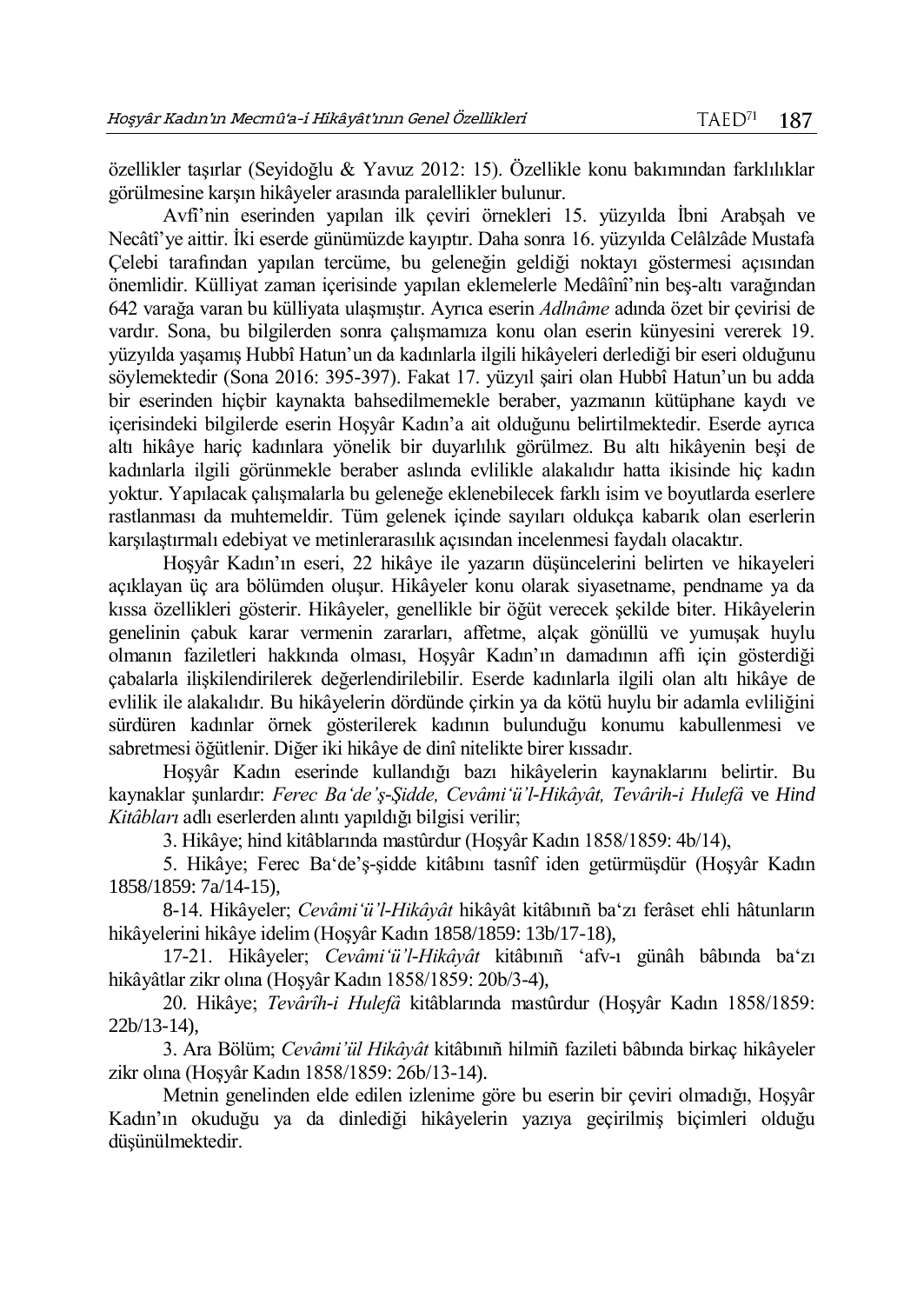özellikler taşırlar (Seyidoğlu & Yavuz 2012: 15). Özellikle konu bakımından farklılıklar görülmesine karşın hikâyeler arasında paralellikler bulunur.

Avfî'nin eserinden yapılan ilk çeviri örnekleri 15. yüzyılda İbni Arabşah ve Necâtî'ye aittir. İki eserde günümüzde kayıptır. Daha sonra 16. yüzyılda Celâlzâde Mustafa Çelebi tarafından yapılan tercüme, bu geleneğin geldiği noktayı göstermesi açısından önemlidir. Külliyat zaman içerisinde yapılan eklemelerle Medâînî'nin beş-altı varağından 642 varağa varan bu külliyata ulaşmıştır. Ayrıca eserin *Adlnâme* adında özet bir çevirisi de vardır. Sona, bu bilgilerden sonra çalışmamıza konu olan eserin künyesini vererek 19. yüzyılda yaşamış Hubbî Hatun'un da kadınlarla ilgili hikâyeleri derlediği bir eseri olduğunu söylemektedir (Sona 2016: 395-397). Fakat 17. yüzyıl şairi olan Hubbî Hatun'un bu adda bir eserinden hiçbir kaynakta bahsedilmemekle beraber, yazmanın kütüphane kaydı ve içerisindeki bilgilerde eserin Hoşyâr Kadın'a ait olduğunu belirtilmektedir. Eserde ayrıca altı hikâye hariç kadınlara yönelik bir duyarlılık görülmez. Bu altı hikâyenin beşi de kadınlarla ilgili görünmekle beraber aslında evlilikle alakalıdır hatta ikisinde hiç kadın yoktur. Yapılacak çalışmalarla bu geleneğe eklenebilecek farklı isim ve boyutlarda eserlere rastlanması da muhtemeldir. Tüm gelenek içinde sayıları oldukça kabarık olan eserlerin karşılaştırmalı edebiyat ve metinlerarasılık açısından incelenmesi faydalı olacaktır.

Hoşyâr Kadın'ın eseri, 22 hikâye ile yazarın düşüncelerini belirten ve hikayeleri açıklayan üç ara bölümden oluşur. Hikâyeler konu olarak siyasetname, pendname ya da kıssa özellikleri gösterir. Hikâyeler, genellikle bir öğüt verecek şekilde biter. Hikâyelerin genelinin çabuk karar vermenin zararları, affetme, alçak gönüllü ve yumuşak huylu olmanın faziletleri hakkında olması, Hoşyâr Kadın'ın damadının affı için gösterdiği çabalarla ilişkilendirilerek değerlendirilebilir. Eserde kadınlarla ilgili olan altı hikâye de evlilik ile alakalıdır. Bu hikâyelerin dördünde çirkin ya da kötü huylu bir adamla evliliğini sürdüren kadınlar örnek gösterilerek kadının bulunduğu konumu kabullenmesi ve sabretmesi öğütlenir. Diğer iki hikâye de dinî nitelikte birer kıssadır.

Hoşyâr Kadın eserinde kullandığı bazı hikâyelerin kaynaklarını belirtir. Bu kaynaklar şunlardır: *Ferec Ba'de'ş-Şidde, Cevâmi'ü'l-Hikâyât, Tevârih-i Hulefâ* ve *Hind Kitâbları* adlı eserlerden alıntı yapıldığı bilgisi verilir;

3. Hikâye; hind kitâblarında mastûrdur (Hoşyâr Kadın 1858/1859: 4b/14),

5. Hikâye; Ferec Ba'de'ş-şidde kitâbını tasnîf iden getürmüşdür (Hoşyâr Kadın 1858/1859: 7a/14-15),

8-14. Hikâyeler; *Cevâmi'ü'l-Hikâyât* hikâyât kitâbınıñ ba'zı ferâset ehli hâtunların hikâyelerini hikâye idelim (Hoşyâr Kadın 1858/1859: 13b/17-18),

17-21. Hikâyeler; *Cevâmi'ü'l-Hikâyât* kitâbınıñ 'afv-ı günâh bâbında ba'zı hikâyâtlar zikr olına (Hoşyâr Kadın 1858/1859: 20b/3-4),

20. Hikâye; *Tevârîh-i Hulefâ* kitâblarında mastûrdur (Hoşyâr Kadın 1858/1859: 22b/13-14),

3. Ara Bölüm; *Cevâmi'ül Hikâyât* kitâbınıñ hilmiñ fazileti bâbında birkaç hikâyeler zikr olına (Hoşyâr Kadın 1858/1859: 26b/13-14).

Metnin genelinden elde edilen izlenime göre bu eserin bir çeviri olmadığı, Hoşyâr Kadın'ın okuduğu ya da dinlediği hikâyelerin yazıya geçirilmiş biçimleri olduğu düşünülmektedir.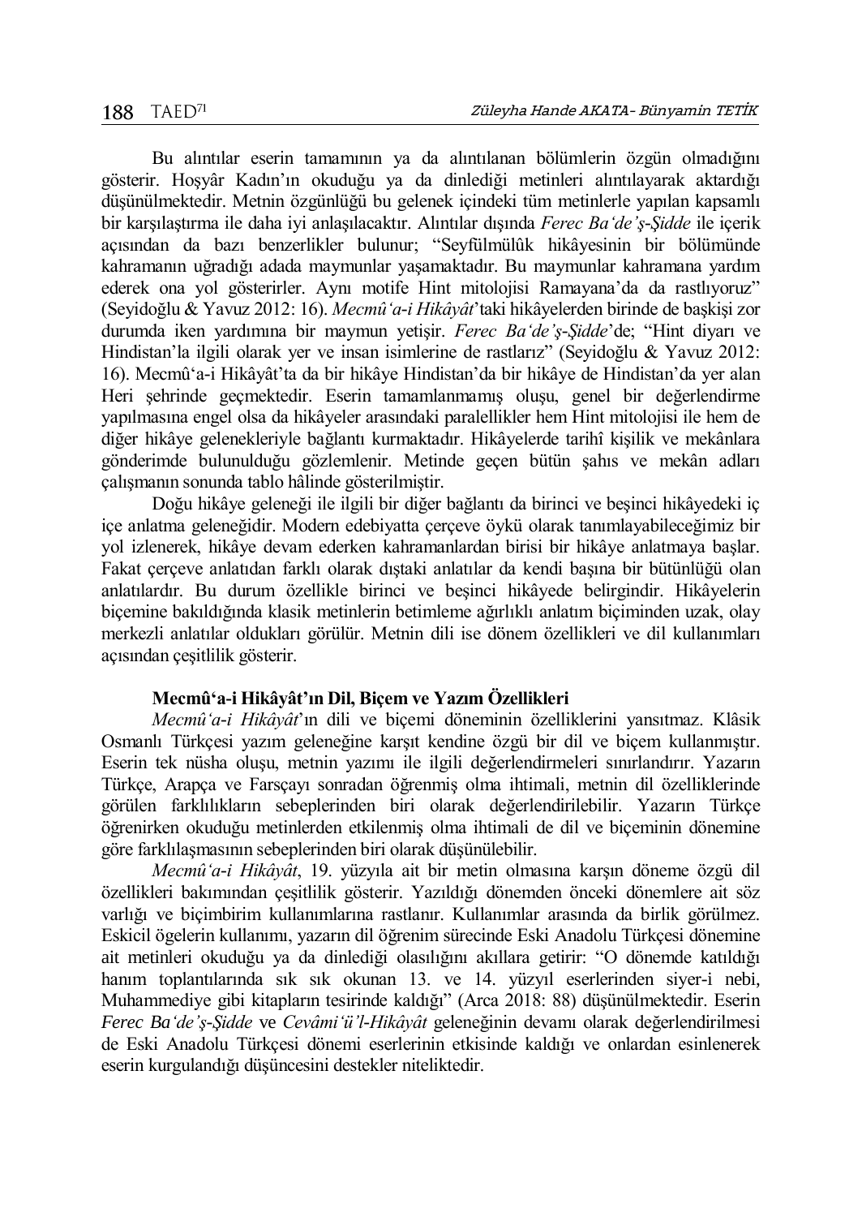Bu alıntılar eserin tamamının ya da alıntılanan bölümlerin özgün olmadığını gösterir. Hoşyâr Kadın'ın okuduğu ya da dinlediği metinleri alıntılayarak aktardığı düşünülmektedir. Metnin özgünlüğü bu gelenek içindeki tüm metinlerle yapılan kapsamlı bir karşılaştırma ile daha iyi anlaşılacaktır. Alıntılar dışında *Ferec Ba'de'ş-Şidde* ile içerik açısından da bazı benzerlikler bulunur; "Seyfülmülûk hikâyesinin bir bölümünde kahramanın uğradığı adada maymunlar yaşamaktadır. Bu maymunlar kahramana yardım ederek ona yol gösterirler. Aynı motife Hint mitolojisi Ramayana'da da rastlıyoruz" (Seyidoğlu & Yavuz 2012: 16). *Mecmû'a-i Hikâyât*'taki hikâyelerden birinde de başkişi zor durumda iken yardımına bir maymun yetişir. *Ferec Ba'de'ş-Şidde*'de; "Hint diyarı ve Hindistan'la ilgili olarak yer ve insan isimlerine de rastlarız" (Seyidoğlu & Yavuz 2012: 16). Mecmû'a-i Hikâyât'ta da bir hikâye Hindistan'da bir hikâye de Hindistan'da yer alan Heri şehrinde geçmektedir. Eserin tamamlanmamış oluşu, genel bir değerlendirme yapılmasına engel olsa da hikâyeler arasındaki paralellikler hem Hint mitolojisi ile hem de diğer hikâye gelenekleriyle bağlantı kurmaktadır. Hikâyelerde tarihî kişilik ve mekânlara gönderimde bulunulduğu gözlemlenir. Metinde geçen bütün şahıs ve mekân adları çalışmanın sonunda tablo hâlinde gösterilmiştir.

Doğu hikâye geleneği ile ilgili bir diğer bağlantı da birinci ve beşinci hikâyedeki iç içe anlatma geleneğidir. Modern edebiyatta çerçeve öykü olarak tanımlayabileceğimiz bir yol izlenerek, hikâye devam ederken kahramanlardan birisi bir hikâye anlatmaya başlar. Fakat çerçeve anlatıdan farklı olarak dıştaki anlatılar da kendi başına bir bütünlüğü olan anlatılardır. Bu durum özellikle birinci ve beşinci hikâyede belirgindir. Hikâyelerin biçemine bakıldığında klasik metinlerin betimleme ağırlıklı anlatım biçiminden uzak, olay merkezli anlatılar oldukları görülür. Metnin dili ise dönem özellikleri ve dil kullanımları açısından çeşitlilik gösterir.

## Mecmû'a-i Hikâyât'ın Dil, Biçem ve Yazım Özellikleri

*Mecmû'a-i Hikâyât*'ın dili ve biçemi döneminin özelliklerini yansıtmaz. Klâsik Osmanlı Türkçesi yazım geleneğine karşıt kendine özgü bir dil ve biçem kullanmıştır. Eserin tek nüsha oluşu, metnin yazımı ile ilgili değerlendirmeleri sınırlandırır. Yazarın Türkçe, Arapça ve Farsçayı sonradan öğrenmiş olma ihtimali, metnin dil özelliklerinde görülen farklılıkların sebeplerinden biri olarak değerlendirilebilir. Yazarın Türkçe öğrenirken okuduğu metinlerden etkilenmiş olma ihtimali de dil ve biçeminin dönemine göre farklılaşmasının sebeplerinden biri olarak düşünülebilir.

*Mecmû'a-i Hikâyât*, 19. yüzyıla ait bir metin olmasına karşın döneme özgü dil özellikleri bakımından çeşitlilik gösterir. Yazıldığı dönemden önceki dönemlere ait söz varlığı ve biçimbirim kullanımlarına rastlanır. Kullanımlar arasında da birlik görülmez. Eskicil ögelerin kullanımı, yazarın dil öğrenim sürecinde Eski Anadolu Türkçesi dönemine ait metinleri okuduğu ya da dinlediği olasılığını akıllara getirir: "O dönemde katıldığı hanım toplantılarında sık sık okunan 13. ve 14. yüzyıl eserlerinden siyer-i nebi, Muhammediye gibi kitapların tesirinde kaldığı" (Arca 2018: 88) düşünülmektedir. Eserin *Ferec Ba'de'ş-Şidde* ve *Cevâmi'ü'l-Hikâyât* geleneğinin devamı olarak değerlendirilmesi de Eski Anadolu Türkçesi dönemi eserlerinin etkisinde kaldığı ve onlardan esinlenerek eserin kurgulandığı düşüncesini destekler niteliktedir.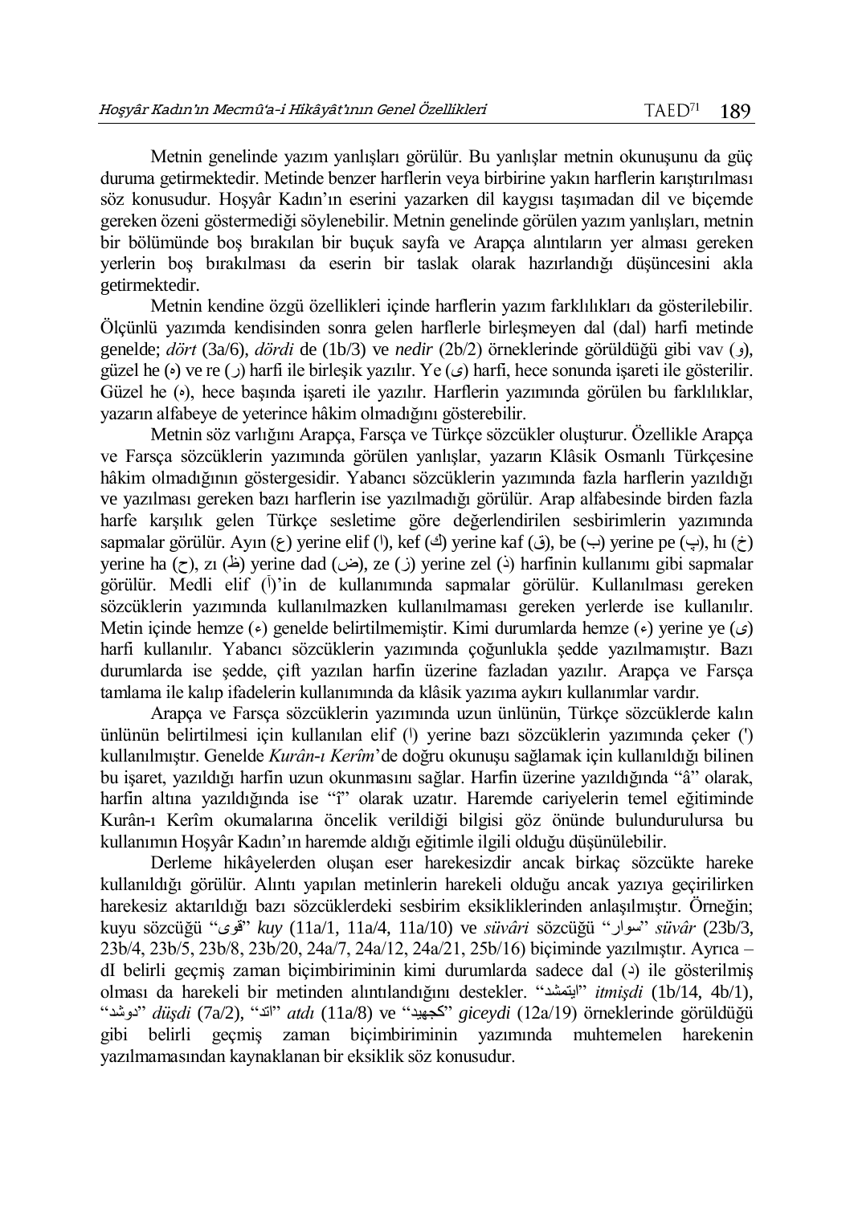Metnin genelinde yazım yanlışları görülür. Bu yanlışlar metnin okunuşunu da güç duruma getirmektedir. Metinde benzer harflerin veya birbirine yakın harflerin karıştırılması söz konusudur. Hoşyâr Kadın'ın eserini yazarken dil kaygısı taşımadan dil ve biçemde gereken özeni göstermediği söylenebilir. Metnin genelinde görülen yazım yanlışları, metnin bir bölümünde boş bırakılan bir buçuk sayfa ve Arapça alıntıların yer alması gereken yerlerin boş bırakılması da eserin bir taslak olarak hazırlandığı düşüncesini akla getirmektedir.

Metnin kendine özgü özellikleri içinde harflerin yazım farklılıkları da gösterilebilir. Ölçünlü yazımda kendisinden sonra gelen harflerle birleşmeyen dal (dal) harfi metinde genelde; *dört* (3a/6), *dördi* de (1b/3) ve *nedir* (2b/2) örneklerinde görüldüğü gibi vav (و), güzel he (ه) ve re (ر) harfi ile birleşik yazılır. Ye (ى) harfi, hece sonunda işareti ile gösterilir. Güzel he (ه), hece başında işareti ile yazılır. Harflerin yazımında görülen bu farklılıklar, yazarın alfabeye de yeterince hâkim olmadığını gösterebilir.

Metnin söz varlığını Arapça, Farsça ve Türkçe sözcükler oluşturur. Özellikle Arapça ve Farsça sözcüklerin yazımında görülen yanlışlar, yazarın Klâsik Osmanlı Türkçesine hâkim olmadığının göstergesidir. Yabancı sözcüklerin yazımında fazla harflerin yazıldığı ve yazılması gereken bazı harflerin ise yazılmadığı görülür. Arap alfabesinde birden fazla harfe karşılık gelen Türkçe sesletime göre değerlendirilen sesbirimlerin yazımında sapmalar görülür. Ayın (ع) yerine elif (ا), kef (ك) yerine kaf (ق), be (ب) yerine pe (پ), hı (خ) yerine ha (ح), zı (ظ) yerine dad (ض), ze (ز) yerine zel (ذ) harfinin kullanımı gibi sapmalar görülür. Medli elif (آ)'in de kullanımında sapmalar görülür. Kullanılması gereken sözcüklerin yazımında kullanılmazken kullanılmaması gereken yerlerde ise kullanılır. Metin içinde hemze (ء) genelde belirtilmemiştir. Kimi durumlarda hemze (ء) yerine ye (ى) harfi kullanılır. Yabancı sözcüklerin yazımında çoğunlukla şedde yazılmamıştır. Bazı durumlarda ise şedde, çift yazılan harfin üzerine fazladan yazılır. Arapça ve Farsça tamlama ile kalıp ifadelerin kullanımında da klâsik yazıma aykırı kullanımlar vardır.

Arapça ve Farsça sözcüklerin yazımında uzun ünlünün, Türkçe sözcüklerde kalın ünlünün belirtilmesi için kullanılan elif (ا) yerine bazı sözcüklerin yazımında çeker (') kullanılmıştır. Genelde *Kurân-ı Kerîm*'de doğru okunuşu sağlamak için kullanıldığı bilinen bu işaret, yazıldığı harfin uzun okunmasını sağlar. Harfin üzerine yazıldığında "â" olarak, harfin altına yazıldığında ise "î" olarak uzatır. Haremde cariyelerin temel eğitiminde Kurân-ı Kerîm okumalarına öncelik verildiği bilgisi göz önünde bulundurulursa bu kullanımın Hoşyâr Kadın'ın haremde aldığı eğitimle ilgili olduğu düşünülebilir.

Derleme hikâyelerden oluşan eser harekesizdir ancak birkaç sözcükte hareke kullanıldığı görülür. Alıntı yapılan metinlerin harekeli olduğu ancak yazıya geçirilirken harekesiz aktarıldığı bazı sözcüklerdeki sesbirim eksikliklerinden anlaşılmıştır. Örneğin; kuyu sözcüğü "قوى" *kuy* (11a/1, 11a/4, 11a/10) ve *süvâri* sözcüğü "سوار" *süvâr* (23b/3, 23b/4, 23b/5, 23b/8, 23b/20, 24a/7, 24a/12, 24a/21, 25b/16) biçiminde yazılmıştır. Ayrıca –dI belirli geçmiş zaman biçimbiriminin kimi durumlarda sadece dal (د) ile gösterilmiş olması da harekeli bir metinden alıntılandığını destekler. "ايتمشد" *itmişdi* (1b/14, 4b/1), "دوشد" *düşdi* (7a/2), "اتد" *atdı* (11a/8) ve "كجهيد" *giceydi* (12a/19) örneklerinde görüldüğü gibi belirli geçmiş zaman biçimbiriminin yazımında muhtemelen harekenin yazılmamasından kaynaklanan bir eksiklik söz konusudur.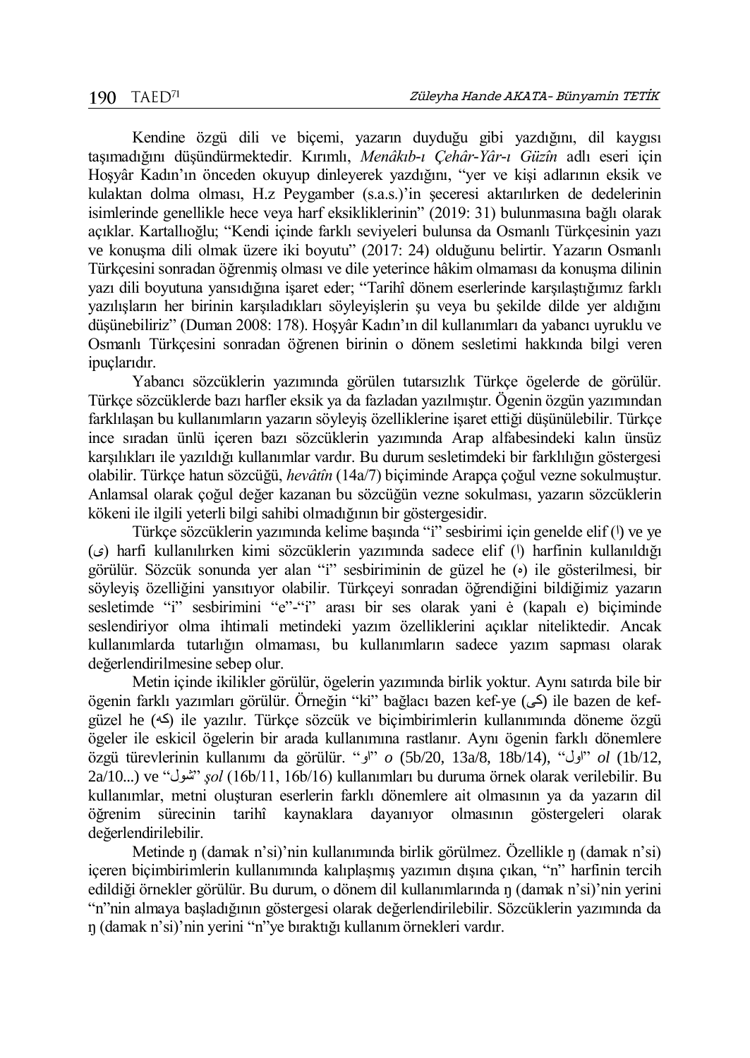Kendine özgü dili ve biçemi, yazarın duyduğu gibi yazdığını, dil kaygısı taşımadığını düşündürmektedir. Kırımlı, *Menâkıb-ı Çehâr-Yâr-ı Güzîn* adlı eseri için Hoşyâr Kadın'ın önceden okuyup dinleyerek yazdığını, "yer ve kişi adlarının eksik ve kulaktan dolma olması, H.z Peygamber (s.a.s.)'in şeceresi aktarılırken de dedelerinin isimlerinde genellikle hece veya harf eksikliklerinin" (2019: 31) bulunmasına bağlı olarak açıklar. Kartallıoğlu; "Kendi içinde farklı seviyeleri bulunsa da Osmanlı Türkçesinin yazı ve konuşma dili olmak üzere iki boyutu" (2017: 24) olduğunu belirtir. Yazarın Osmanlı Türkçesini sonradan öğrenmiş olması ve dile yeterince hâkim olmaması da konuşma dilinin yazı dili boyutuna yansıdığına işaret eder; "Tarihî dönem eserlerinde karşılaştığımız farklı yazılışların her birinin karşıladıkları söyleyişlerin şu veya bu şekilde dilde yer aldığını düşünebiliriz" (Duman 2008: 178). Hoşyâr Kadın'ın dil kullanımları da yabancı uyruklu ve Osmanlı Türkçesini sonradan öğrenen birinin o dönem sesletimi hakkında bilgi veren ipuçlarıdır.

Yabancı sözcüklerin yazımında görülen tutarsızlık Türkçe ögelerde de görülür. Türkçe sözcüklerde bazı harfler eksik ya da fazladan yazılmıştır. Ögenin özgün yazımından farklılaşan bu kullanımların yazarın söyleyiş özelliklerine işaret ettiği düşünülebilir. Türkçe ince sıradan ünlü içeren bazı sözcüklerin yazımında Arap alfabesindeki kalın ünsüz karşılıkları ile yazıldığı kullanımlar vardır. Bu durum sesletimdeki bir farklılığın göstergesi olabilir. Türkçe hatun sözcüğü, *hevâtîn* (14a/7) biçiminde Arapça çoğul vezne sokulmuştur. Anlamsal olarak çoğul değer kazanan bu sözcüğün vezne sokulması, yazarın sözcüklerin kökeni ile ilgili yeterli bilgi sahibi olmadığının bir göstergesidir.

Türkçe sözcüklerin yazımında kelime başında "i" sesbirimi için genelde elif (ا) ve ye (ى) harfi kullanılırken kimi sözcüklerin yazımında sadece elif (ا) harfinin kullanıldığı görülür. Sözcük sonunda yer alan "i" sesbiriminin de güzel he (ه) ile gösterilmesi, bir söyleyiş özelliğini yansıtıyor olabilir. Türkçeyi sonradan öğrendiğini bildiğimiz yazarın sesletimde "i" sesbirimini "e"-"i" arası bir ses olarak yani ė (kapalı e) biçiminde seslendiriyor olma ihtimali metindeki yazım özelliklerini açıklar niteliktedir. Ancak kullanımlarda tutarlığın olmaması, bu kullanımların sadece yazım sapması olarak değerlendirilmesine sebep olur.

Metin içinde ikilikler görülür, ögelerin yazımında birlik yoktur. Aynı satırda bile bir ögenin farklı yazımları görülür. Örneğin "ki" bağlacı bazen kef-ye (كى) ile bazen de kef-güzel he (كه) ile yazılır. Türkçe sözcük ve biçimbirimlerin kullanımında döneme özgü ögeler ile eskicil ögelerin bir arada kullanımına rastlanır. Aynı ögenin farklı dönemlere özgü türevlerinin kullanımı da görülür. "او" *o* (5b/20, 13a/8, 18b/14), "اول" *ol* (1b/12, 2a/10...) ve "شول" *şol* (16b/11, 16b/16) kullanımları bu duruma örnek olarak verilebilir. Bu kullanımlar, metni oluşturan eserlerin farklı dönemlere ait olmasının ya da yazarın dil öğrenim sürecinin tarihî kaynaklara dayanıyor olmasının göstergeleri olarak değerlendirilebilir.

Metinde ŋ (damak n'si)'nin kullanımında birlik görülmez. Özellikle ŋ (damak n'si) içeren biçimbirimlerin kullanımında kalıplaşmış yazımın dışına çıkan, "n" harfinin tercih edildiği örnekler görülür. Bu durum, o dönem dil kullanımlarında ŋ (damak n'si)'nin yerini "n"nin almaya başladığının göstergesi olarak değerlendirilebilir. Sözcüklerin yazımında da ŋ (damak n'si)'nin yerini "n"ye bıraktığı kullanım örnekleri vardır.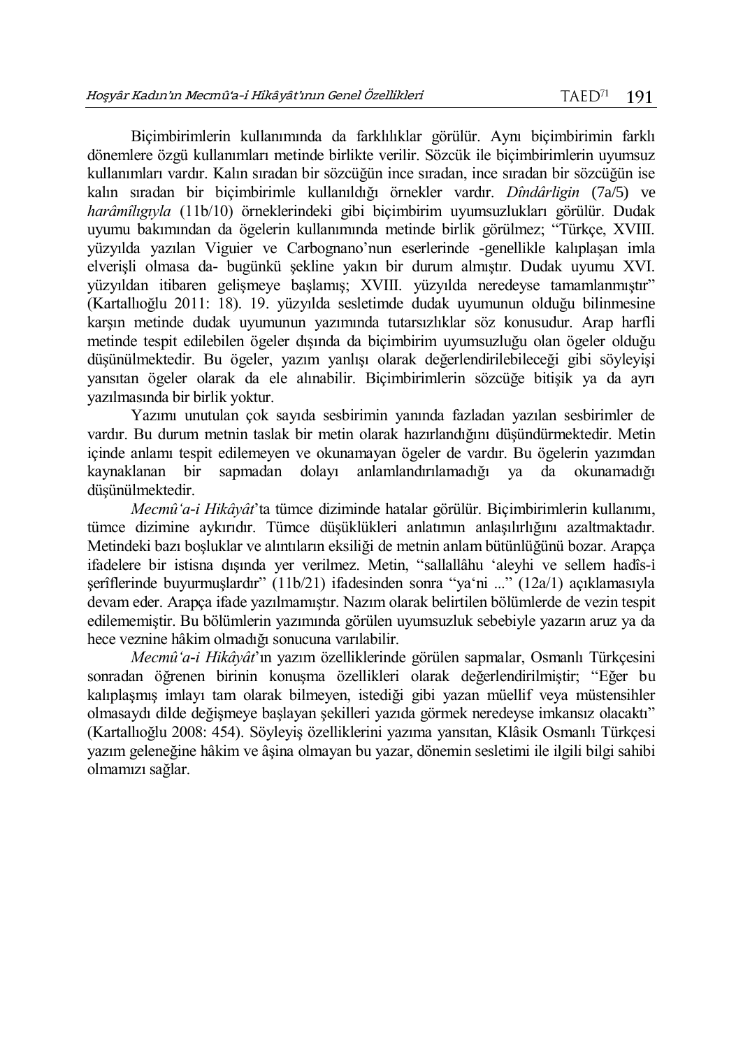Biçimbirimlerin kullanımında da farklılıklar görülür. Aynı biçimbirimin farklı dönemlere özgü kullanımları metinde birlikte verilir. Sözcük ile biçimbirimlerin uyumsuz kullanımları vardır. Kalın sıradan bir sözcüğün ince sıradan, ince sıradan bir sözcüğün ise kalın sıradan bir biçimbirimle kullanıldığı örnekler vardır. *Dîndârligin* (7a/5) ve *harâmîlıgıyla* (11b/10) örneklerindeki gibi biçimbirim uyumsuzlukları görülür. Dudak uyumu bakımından da ögelerin kullanımında metinde birlik görülmez; "Türkçe, XVIII. yüzyılda yazılan Viguier ve Carbognano'nun eserlerinde -genellikle kalıplaşan imla elverişli olmasa da- bugünkü şekline yakın bir durum almıştır. Dudak uyumu XVI. yüzyıldan itibaren gelişmeye başlamış; XVIII. yüzyılda neredeyse tamamlanmıştır" (Kartallıoğlu 2011: 18). 19. yüzyılda sesletimde dudak uyumunun olduğu bilinmesine karşın metinde dudak uyumunun yazımında tutarsızlıklar söz konusudur. Arap harfli metinde tespit edilebilen ögeler dışında da biçimbirim uyumsuzluğu olan ögeler olduğu düşünülmektedir. Bu ögeler, yazım yanlışı olarak değerlendirilebileceği gibi söyleyişi yansıtan ögeler olarak da ele alınabilir. Biçimbirimlerin sözcüğe bitişik ya da ayrı yazılmasında bir birlik yoktur.

Yazımı unutulan çok sayıda sesbirimin yanında fazladan yazılan sesbirimler de vardır. Bu durum metnin taslak bir metin olarak hazırlandığını düşündürmektedir. Metin içinde anlamı tespit edilemeyen ve okunamayan ögeler de vardır. Bu ögelerin yazımdan kaynaklanan bir sapmadan dolayı anlamlandırılamadığı ya da okunamadığı düşünülmektedir.

*Mecmû'a-i Hikâyât*'ta tümce diziminde hatalar görülür. Biçimbirimlerin kullanımı, tümce dizimine aykırıdır. Tümce düşüklükleri anlatımın anlaşılırlığını azaltmaktadır. Metindeki bazı boşluklar ve alıntıların eksiliği de metnin anlam bütünlüğünü bozar. Arapça ifadelere bir istisna dışında yer verilmez. Metin, "sallallâhu 'aleyhi ve sellem hadîs-i şerîflerinde buyurmuşlardır" (11b/21) ifadesinden sonra "ya'ni ..." (12a/1) açıklamasıyla devam eder. Arapça ifade yazılmamıştır. Nazım olarak belirtilen bölümlerde de vezin tespit edilememiştir. Bu bölümlerin yazımında görülen uyumsuzluk sebebiyle yazarın aruz ya da hece veznine hâkim olmadığı sonucuna varılabilir.

*Mecmû'a-i Hikâyât*'ın yazım özelliklerinde görülen sapmalar, Osmanlı Türkçesini sonradan öğrenen birinin konuşma özellikleri olarak değerlendirilmiştir; "Eğer bu kalıplaşmış imlayı tam olarak bilmeyen, istediği gibi yazan müellif veya müstensihler olmasaydı dilde değişmeye başlayan şekilleri yazıda görmek neredeyse imkansız olacaktı" (Kartallıoğlu 2008: 454). Söyleyiş özelliklerini yazıma yansıtan, Klâsik Osmanlı Türkçesi yazım geleneğine hâkim ve âşina olmayan bu yazar, dönemin sesletimi ile ilgili bilgi sahibi olmamızı sağlar.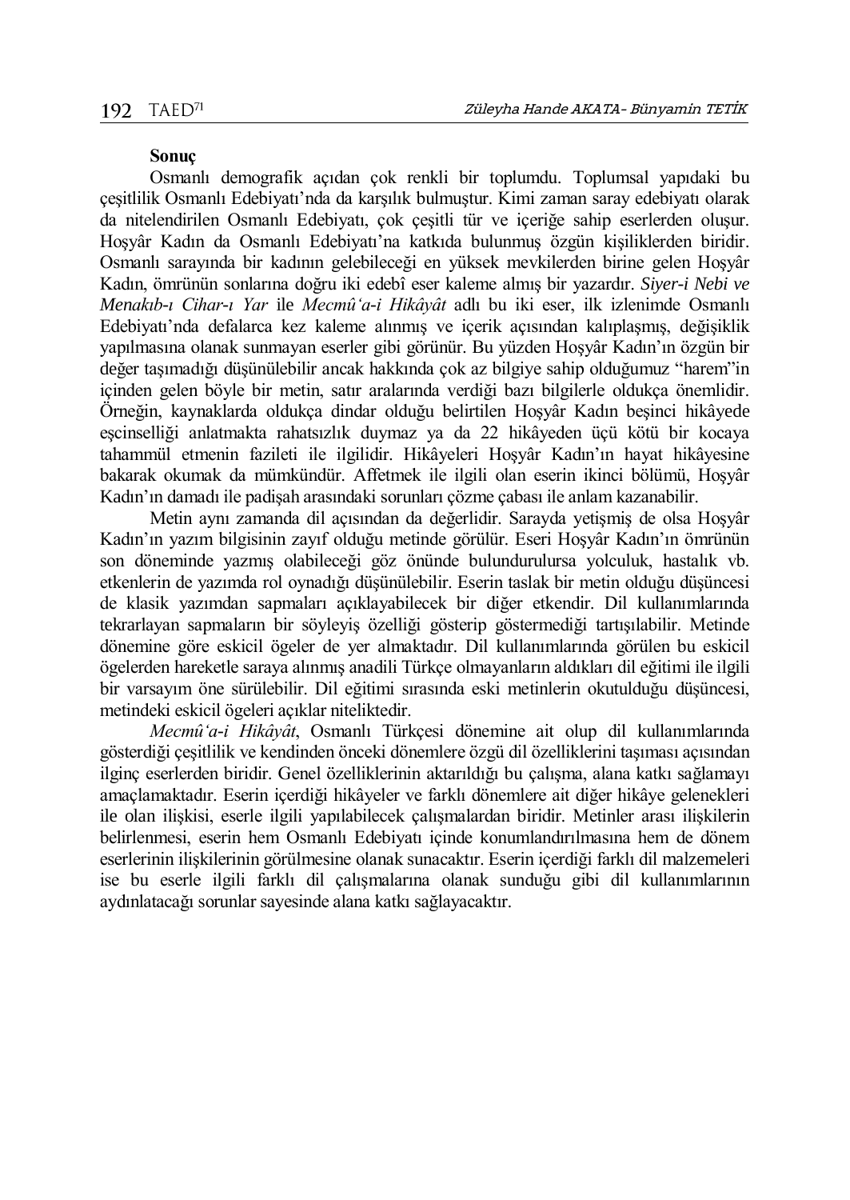**Sonuç**

Osmanlı demografik açıdan çok renkli bir toplumdu. Toplumsal yapıdaki bu çeşitlilik Osmanlı Edebiyatı'nda da karşılık bulmuştur. Kimi zaman saray edebiyatı olarak da nitelendirilen Osmanlı Edebiyatı, çok çeşitli tür ve içeriğe sahip eserlerden oluşur. Hoşyâr Kadın da Osmanlı Edebiyatı'na katkıda bulunmuş özgün kişiliklerden biridir. Osmanlı sarayında bir kadının gelebileceği en yüksek mevkilerden birine gelen Hoşyâr Kadın, ömrünün sonlarına doğru iki edebî eser kaleme almış bir yazardır. *Siyer-i Nebi ve Menakıb-ı Cihar-ı Yar* ile *Mecmû'a-i Hikâyât* adlı bu iki eser, ilk izlenimde Osmanlı Edebiyatı'nda defalarca kez kaleme alınmış ve içerik açısından kalıplaşmış, değişiklik yapılmasına olanak sunmayan eserler gibi görünür. Bu yüzden Hoşyâr Kadın'ın özgün bir değer taşımadığı düşünülebilir ancak hakkında çok az bilgiye sahip olduğumuz "harem"in içinden gelen böyle bir metin, satır aralarında verdiği bazı bilgilerle oldukça önemlidir. Örneğin, kaynaklarda oldukça dindar olduğu belirtilen Hoşyâr Kadın beşinci hikâyede eşcinselliği anlatmakta rahatsızlık duymaz ya da 22 hikâyeden üçü kötü bir kocaya tahammül etmenin fazileti ile ilgilidir. Hikâyeleri Hoşyâr Kadın'ın hayat hikâyesine bakarak okumak da mümkündür. Affetmek ile ilgili olan eserin ikinci bölümü, Hoşyâr Kadın'ın damadı ile padişah arasındaki sorunları çözme çabası ile anlam kazanabilir.

Metin aynı zamanda dil açısından da değerlidir. Sarayda yetişmiş de olsa Hoşyâr Kadın'ın yazım bilgisinin zayıf olduğu metinde görülür. Eseri Hoşyâr Kadın'ın ömrünün son döneminde yazmış olabileceği göz önünde bulundurulursa yolculuk, hastalık vb. etkenlerin de yazımda rol oynadığı düşünülebilir. Eserin taslak bir metin olduğu düşüncesi de klasik yazımdan sapmaları açıklayabilecek bir diğer etkendir. Dil kullanımlarında tekrarlayan sapmaların bir söyleyiş özelliği gösterip göstermediği tartışılabilir. Metinde dönemine göre eskicil ögeler de yer almaktadır. Dil kullanımlarında görülen bu eskicil ögelerden hareketle saraya alınmış anadili Türkçe olmayanların aldıkları dil eğitimi ile ilgili bir varsayım öne sürülebilir. Dil eğitimi sırasında eski metinlerin okutulduğu düşüncesi, metindeki eskicil ögeleri açıklar niteliktedir.

*Mecmû'a-i Hikâyât*, Osmanlı Türkçesi dönemine ait olup dil kullanımlarında gösterdiği çeşitlilik ve kendinden önceki dönemlere özgü dil özelliklerini taşıması açısından ilginç eserlerden biridir. Genel özelliklerinin aktarıldığı bu çalışma, alana katkı sağlamayı amaçlamaktadır. Eserin içerdiği hikâyeler ve farklı dönemlere ait diğer hikâye gelenekleri ile olan ilişkisi, eserle ilgili yapılabilecek çalışmalardan biridir. Metinler arası ilişkilerin belirlenmesi, eserin hem Osmanlı Edebiyatı içinde konumlandırılmasına hem de dönem eserlerinin ilişkilerinin görülmesine olanak sunacaktır. Eserin içerdiği farklı dil malzemeleri ise bu eserle ilgili farklı dil çalışmalarına olanak sunduğu gibi dil kullanımlarının aydınlatacağı sorunlar sayesinde alana katkı sağlayacaktır.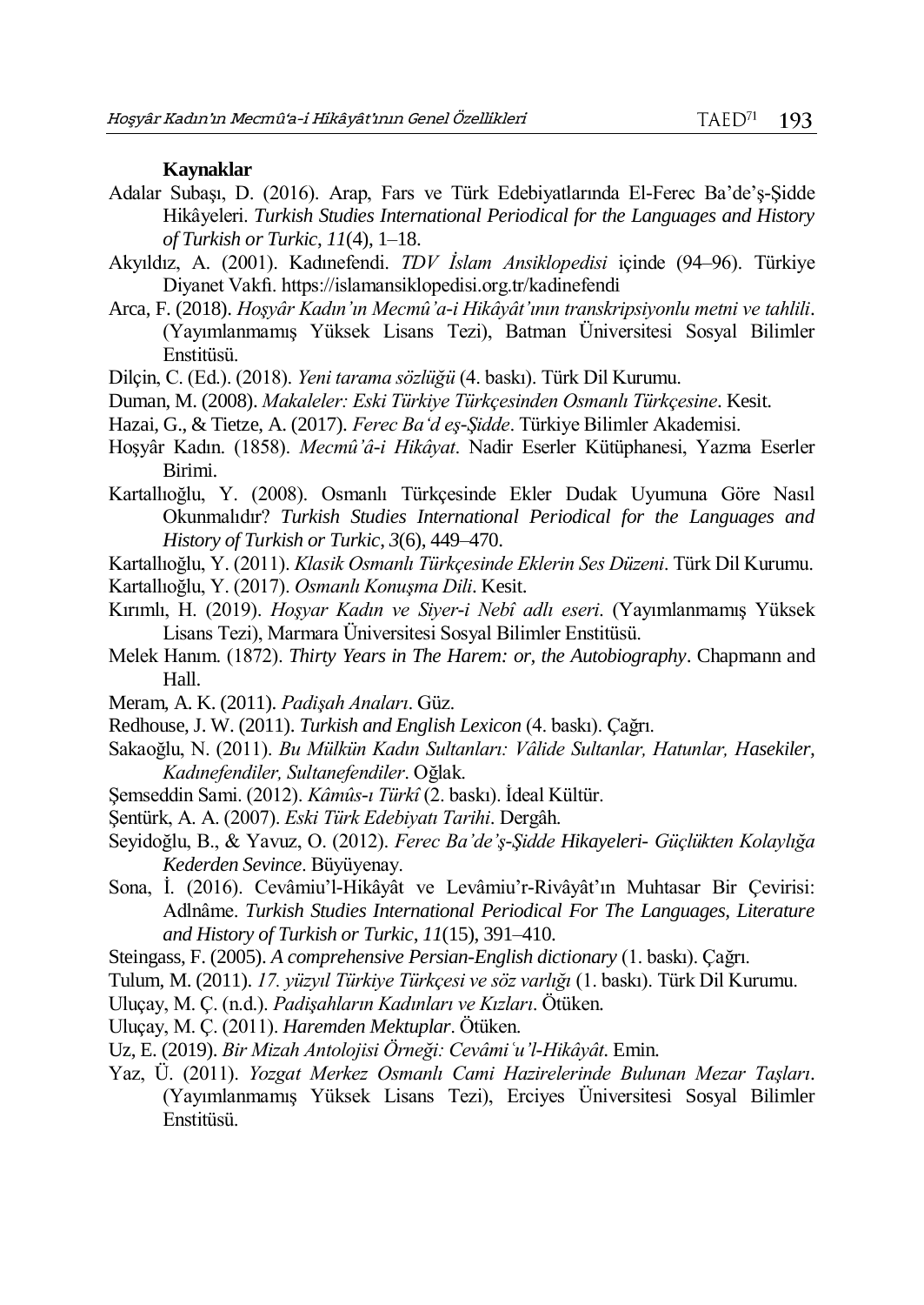**Kaynaklar**

Adalar Subaşı, D. (2016). Arap, Fars ve Türk Edebiyatlarında El-Ferec Ba'de'ş-Şidde Hikâyeleri. *Turkish Studies International Periodical for the Languages and History of Turkish or Turkic*, *11*(4), 1–18.

Akyıldız, A. (2001). Kadınefendi. *TDV İslam Ansiklopedisi* içinde (94–96). Türkiye Diyanet Vakfı. https://islamansiklopedisi.org.tr/kadinefendi

Arca, F. (2018). *Hoşyâr Kadın'ın Mecmû'a-i Hikâyât'ının transkripsiyonlu metni ve tahlili*. (Yayımlanmamış Yüksek Lisans Tezi), Batman Üniversitesi Sosyal Bilimler Enstitüsü.

Dilçin, C. (Ed.). (2018). *Yeni tarama sözlüğü* (4. baskı). Türk Dil Kurumu.

Duman, M. (2008). *Makaleler: Eski Türkiye Türkçesinden Osmanlı Türkçesine*. Kesit.

Hazai, G., & Tietze, A. (2017). *Ferec Ba'd eş-Şidde*. Türkiye Bilimler Akademisi.

Hoşyâr Kadın. (1858). *Mecmû'â-i Hikâyat*. Nadir Eserler Kütüphanesi, Yazma Eserler Birimi.

Kartallıoğlu, Y. (2008). Osmanlı Türkçesinde Ekler Dudak Uyumuna Göre Nasıl Okunmalıdır? *Turkish Studies International Periodical for the Languages and History of Turkish or Turkic*, *3*(6), 449–470.

Kartallıoğlu, Y. (2011). *Klasik Osmanlı Türkçesinde Eklerin Ses Düzeni*. Türk Dil Kurumu.

Kartallıoğlu, Y. (2017). *Osmanlı Konuşma Dili*. Kesit.

Kırımlı, H. (2019). *Hoşyar Kadın ve Siyer-i Nebî adlı eseri*. (Yayımlanmamış Yüksek Lisans Tezi), Marmara Üniversitesi Sosyal Bilimler Enstitüsü.

Melek Hanım. (1872). *Thirty Years in The Harem: or, the Autobiography*. Chapmann and Hall.

Meram, A. K. (2011). *Padişah Anaları*. Güz.

Redhouse, J. W. (2011). *Turkish and English Lexicon* (4. baskı). Çağrı.

Sakaoğlu, N. (2011). *Bu Mülkün Kadın Sultanları: Vâlide Sultanlar, Hatunlar, Hasekiler, Kadınefendiler, Sultanefendiler*. Oğlak.

Şemseddin Sami. (2012). *Kâmûs-ı Türkî* (2. baskı). İdeal Kültür.

Şentürk, A. A. (2007). *Eski Türk Edebiyatı Tarihi*. Dergâh.

Seyidoğlu, B., & Yavuz, O. (2012). *Ferec Ba'de'ş-Şidde Hikayeleri- Güçlükten Kolaylığa Kederden Sevince*. Büyüyenay.

Sona, İ. (2016). Cevâmiu'l-Hikâyât ve Levâmiu'r-Rivâyât'ın Muhtasar Bir Çevirisi: Adlnâme. *Turkish Studies International Periodical For The Languages, Literature and History of Turkish or Turkic*, *11*(15), 391–410.

Steingass, F. (2005). *A comprehensive Persian-English dictionary* (1. baskı). Çağrı.

Tulum, M. (2011). *17. yüzyıl Türkiye Türkçesi ve söz varlığı* (1. baskı). Türk Dil Kurumu.

Uluçay, M. Ç. (n.d.). *Padişahların Kadınları ve Kızları*. Ötüken.

Uluçay, M. Ç. (2011). *Haremden Mektuplar*. Ötüken.

Uz, E. (2019). *Bir Mizah Antolojisi Örneği: Cevâmiʿu'l-Hikâyât*. Emin.

Yaz, Ü. (2011). *Yozgat Merkez Osmanlı Cami Hazirelerinde Bulunan Mezar Taşları*. (Yayımlanmamış Yüksek Lisans Tezi), Erciyes Üniversitesi Sosyal Bilimler Enstitüsü.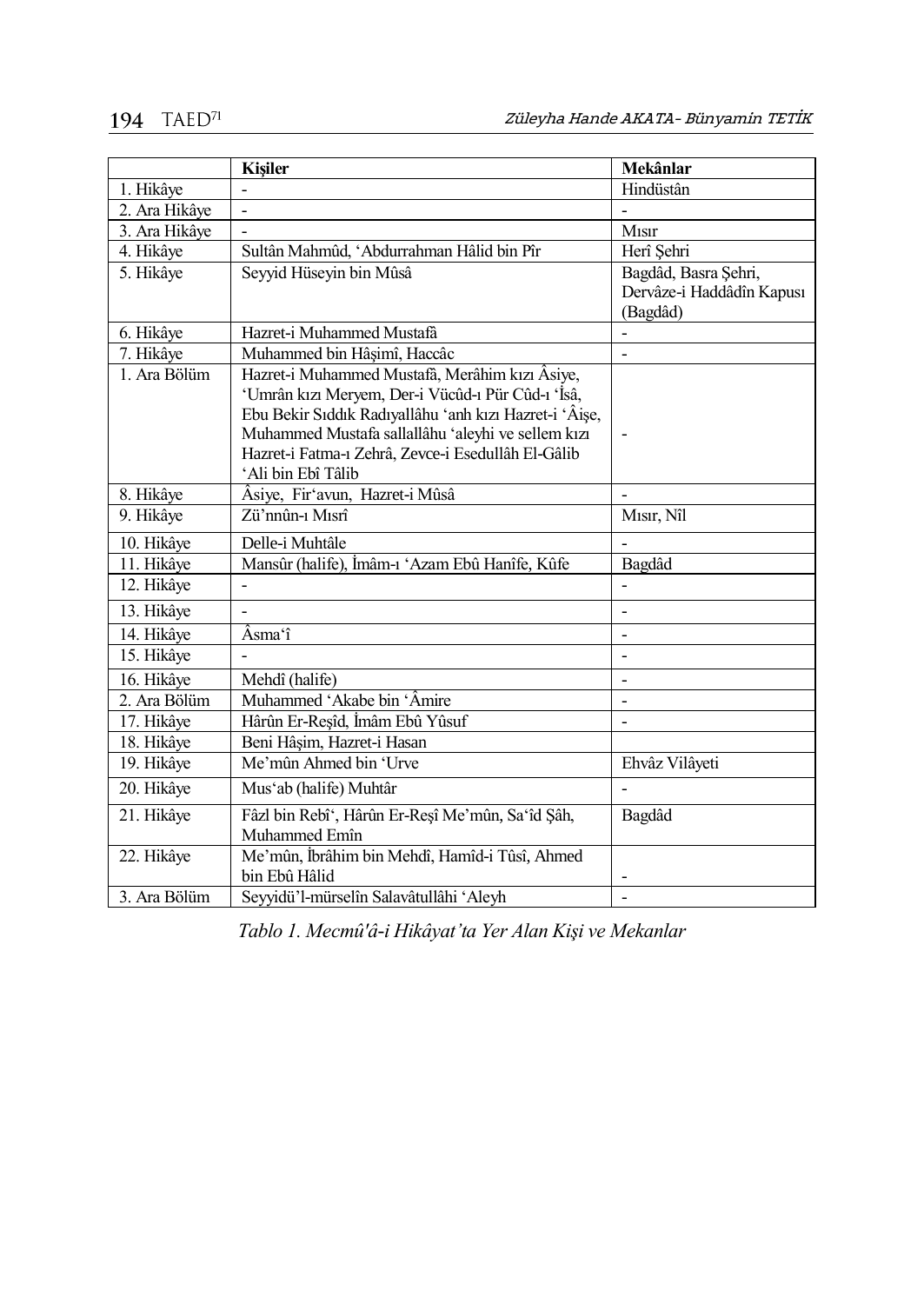| | Kişiler | Mekânlar |
|---|---|---|
| 1. Hikâye | - | Hindüstân |
| 2. Ara Hikâye | - | - |
| 3. Ara Hikâye | - | Mısır |
| 4. Hikâye | Sultân Mahmûd, ʻAbdurrahman Hâlid bin Pîr | Herî Şehri |
| 5. Hikâye | Seyyid Hüseyin bin Mûsâ | Bagdâd, Basra Şehri, Dervâze-i Haddâdîn Kapusı (Bagdâd) |
| 6. Hikâye | Hazret-i Muhammed Mustafâ | - |
| 7. Hikâye | Muhammed bin Hâşimî, Haccâc | - |
| 1. Ara Bölüm | Hazret-i Muhammed Mustafâ, Merâhim kızı Âsiye, ʻUmrân kızı Meryem, Der-i Vücûd-ı Pür Cûd-ı ʻÎsâ, Ebu Bekir Sıddık Radıyallâhu ʻanh kızı Hazret-i ʻÂişe, Muhammed Mustafa sallallâhu ʻaleyhi ve sellem kızı Hazret-i Fatma-ı Zehrâ, Zevce-i Esedullâh El-Gâlib ʻAli bin Ebî Tâlib | - |
| 8. Hikâye | Âsiye, Firʻavun, Hazret-i Mûsâ | - |
| 9. Hikâye | Zü'nnûn-ı Mısrî | Mısır, Nîl |
| 10. Hikâye | Delle-i Muhtâle | - |
| 11. Hikâye | Mansûr (halife), İmâm-ı ʻAzam Ebû Hanîfe, Kûfe | Bagdâd |
| 12. Hikâye | - | - |
| 13. Hikâye | - | - |
| 14. Hikâye | Âsmaʻî | - |
| 15. Hikâye | - | - |
| 16. Hikâye | Mehdî (halife) | - |
| 2. Ara Bölüm | Muhammed ʻAkabe bin ʻÂmire | - |
| 17. Hikâye | Hârûn Er-Reşîd, İmâm Ebû Yûsuf | - |
| 18. Hikâye | Beni Hâşim, Hazret-i Hasan | |
| 19. Hikâye | Me'mûn Ahmed bin ʻUrve | Ehvâz Vilâyeti |
| 20. Hikâye | Musʻab (halife) Muhtâr | - |
| 21. Hikâye | Fâzl bin Rebîʻ, Hârûn Er-Reşî Me'mûn, Saʻîd Şâh, Muhammed Emîn | Bagdâd |
| 22. Hikâye | Me'mûn, İbrâhim bin Mehdî, Hamîd-i Tûsî, Ahmed bin Ebû Hâlid | - |
| 3. Ara Bölüm | Seyyidü'l-mürselîn Salavâtullâhi ʻAleyh | - |

*Tablo 1. Mecmû'â-i Hikâyat'ta Yer Alan Kişi ve Mekanlar*